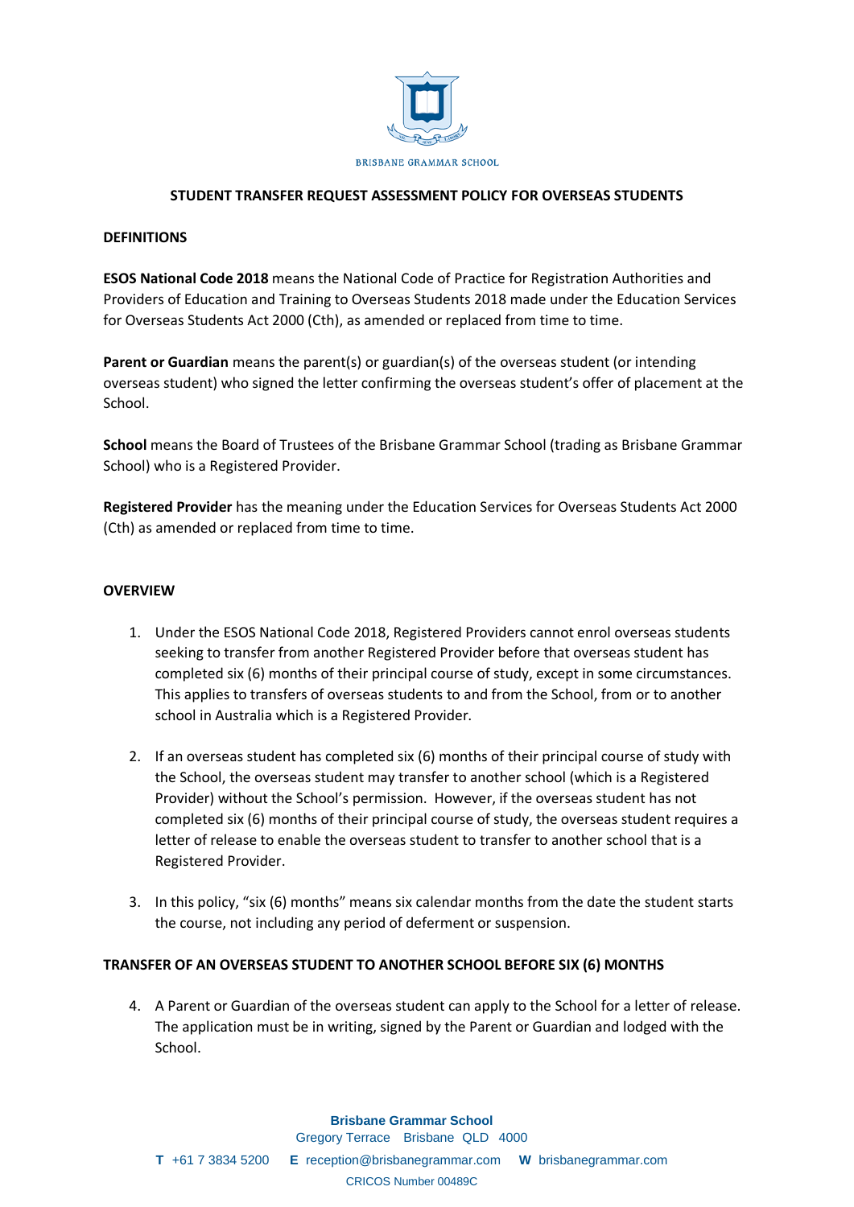BRISBANE GRAMMAR SCHOOL

# STUDENT TRANSFER REQUEST ASSESSMENT POLICY FOR OVERSEAS STUDENTS

## DEFINITIONS

**ESOS National Code 2018** means the National Code of Practice for Registration Authorities and Providers of Education and Training to Overseas Students 2018 made under the Education Services for Overseas Students Act 2000 (Cth), as amended or replaced from time to time.

**Parent or Guardian** means the parent(s) or guardian(s) of the overseas student (or intending overseas student) who signed the letter confirming the overseas student's offer of placement at the School.

**School** means the Board of Trustees of the Brisbane Grammar School (trading as Brisbane Grammar School) who is a Registered Provider.

**Registered Provider** has the meaning under the Education Services for Overseas Students Act 2000 (Cth) as amended or replaced from time to time.

## OVERVIEW

1. Under the ESOS National Code 2018, Registered Providers cannot enrol overseas students seeking to transfer from another Registered Provider before that overseas student has completed six (6) months of their principal course of study, except in some circumstances. This applies to transfers of overseas students to and from the School, from or to another school in Australia which is a Registered Provider.

2. If an overseas student has completed six (6) months of their principal course of study with the School, the overseas student may transfer to another school (which is a Registered Provider) without the School's permission. However, if the overseas student has not completed six (6) months of their principal course of study, the overseas student requires a letter of release to enable the overseas student to transfer to another school that is a Registered Provider.

3. In this policy, "six (6) months" means six calendar months from the date the student starts the course, not including any period of deferment or suspension.

## TRANSFER OF AN OVERSEAS STUDENT TO ANOTHER SCHOOL BEFORE SIX (6) MONTHS

4. A Parent or Guardian of the overseas student can apply to the School for a letter of release. The application must be in writing, signed by the Parent or Guardian and lodged with the School.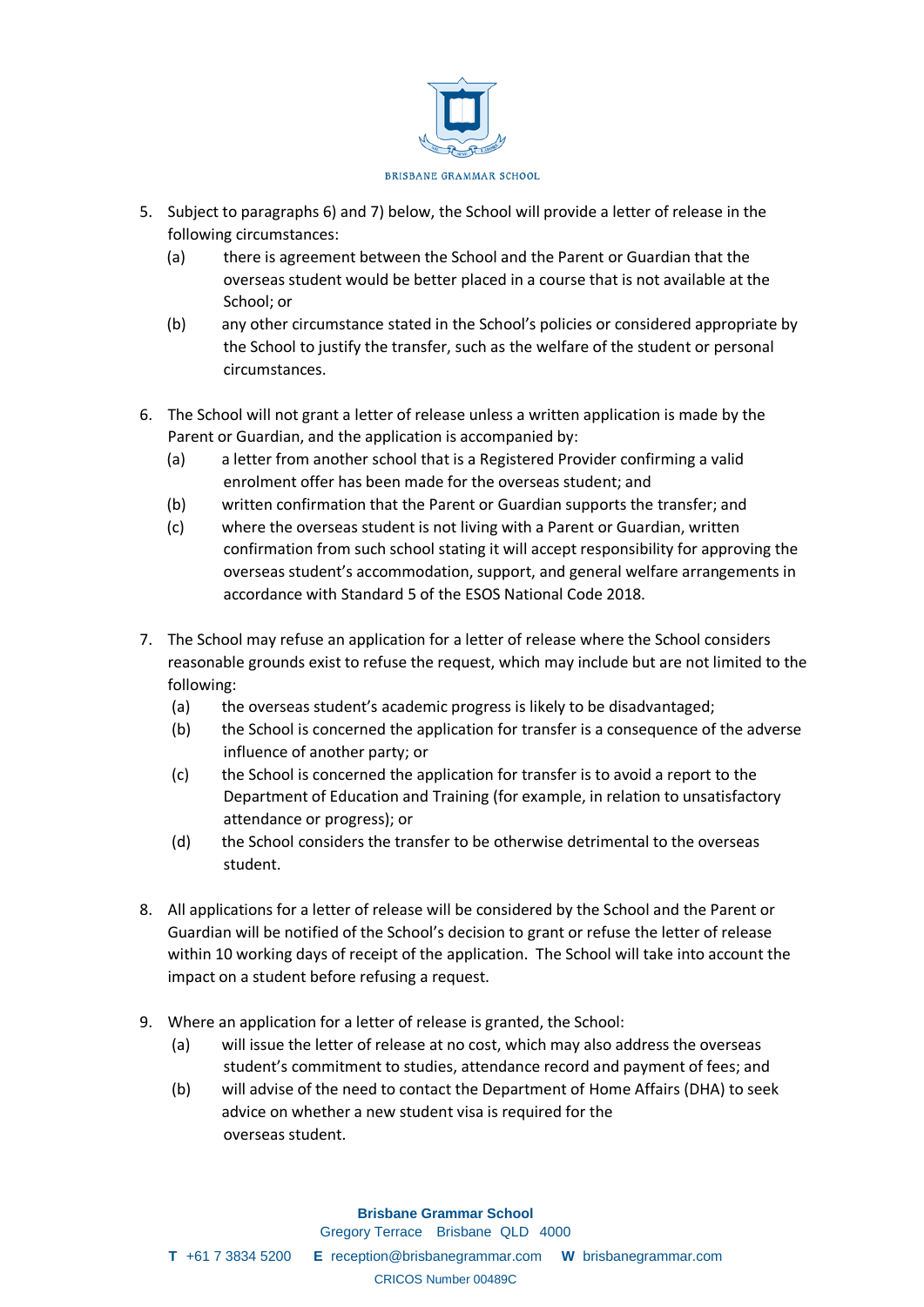5. Subject to paragraphs 6) and 7) below, the School will provide a letter of release in the following circumstances:
   (a) there is agreement between the School and the Parent or Guardian that the overseas student would be better placed in a course that is not available at the School; or
   (b) any other circumstance stated in the School's policies or considered appropriate by the School to justify the transfer, such as the welfare of the student or personal circumstances.

6. The School will not grant a letter of release unless a written application is made by the Parent or Guardian, and the application is accompanied by:
   (a) a letter from another school that is a Registered Provider confirming a valid enrolment offer has been made for the overseas student; and
   (b) written confirmation that the Parent or Guardian supports the transfer; and
   (c) where the overseas student is not living with a Parent or Guardian, written confirmation from such school stating it will accept responsibility for approving the overseas student's accommodation, support, and general welfare arrangements in accordance with Standard 5 of the ESOS National Code 2018.

7. The School may refuse an application for a letter of release where the School considers reasonable grounds exist to refuse the request, which may include but are not limited to the following:
   (a) the overseas student's academic progress is likely to be disadvantaged;
   (b) the School is concerned the application for transfer is a consequence of the adverse influence of another party; or
   (c) the School is concerned the application for transfer is to avoid a report to the Department of Education and Training (for example, in relation to unsatisfactory attendance or progress); or
   (d) the School considers the transfer to be otherwise detrimental to the overseas student.

8. All applications for a letter of release will be considered by the School and the Parent or Guardian will be notified of the School's decision to grant or refuse the letter of release within 10 working days of receipt of the application. The School will take into account the impact on a student before refusing a request.

9. Where an application for a letter of release is granted, the School:
   (a) will issue the letter of release at no cost, which may also address the overseas student's commitment to studies, attendance record and payment of fees; and
   (b) will advise of the need to contact the Department of Home Affairs (DHA) to seek advice on whether a new student visa is required for the overseas student.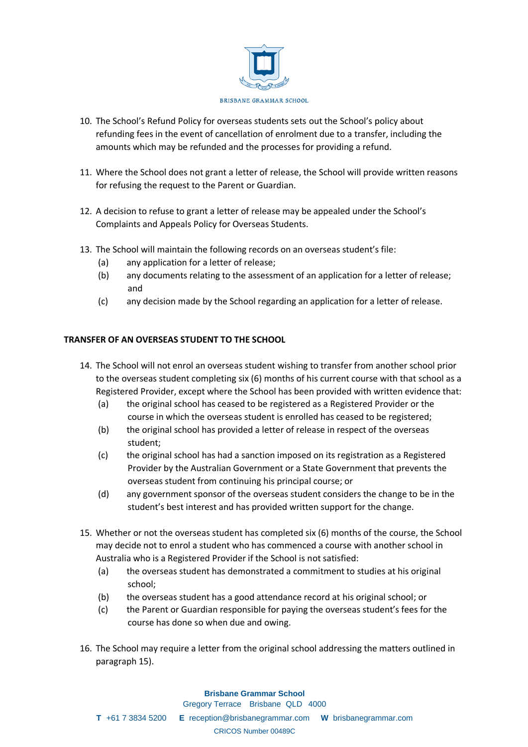10. The School's Refund Policy for overseas students sets out the School's policy about refunding fees in the event of cancellation of enrolment due to a transfer, including the amounts which may be refunded and the processes for providing a refund.

11. Where the School does not grant a letter of release, the School will provide written reasons for refusing the request to the Parent or Guardian.

12. A decision to refuse to grant a letter of release may be appealed under the School's Complaints and Appeals Policy for Overseas Students.

13. The School will maintain the following records on an overseas student's file:
    (a) any application for a letter of release;
    (b) any documents relating to the assessment of an application for a letter of release; and
    (c) any decision made by the School regarding an application for a letter of release.

**TRANSFER OF AN OVERSEAS STUDENT TO THE SCHOOL**

14. The School will not enrol an overseas student wishing to transfer from another school prior to the overseas student completing six (6) months of his current course with that school as a Registered Provider, except where the School has been provided with written evidence that:
    (a) the original school has ceased to be registered as a Registered Provider or the course in which the overseas student is enrolled has ceased to be registered;
    (b) the original school has provided a letter of release in respect of the overseas student;
    (c) the original school has had a sanction imposed on its registration as a Registered Provider by the Australian Government or a State Government that prevents the overseas student from continuing his principal course; or
    (d) any government sponsor of the overseas student considers the change to be in the student's best interest and has provided written support for the change.

15. Whether or not the overseas student has completed six (6) months of the course, the School may decide not to enrol a student who has commenced a course with another school in Australia who is a Registered Provider if the School is not satisfied:
    (a) the overseas student has demonstrated a commitment to studies at his original school;
    (b) the overseas student has a good attendance record at his original school; or
    (c) the Parent or Guardian responsible for paying the overseas student's fees for the course has done so when due and owing.

16. The School may require a letter from the original school addressing the matters outlined in paragraph 15).